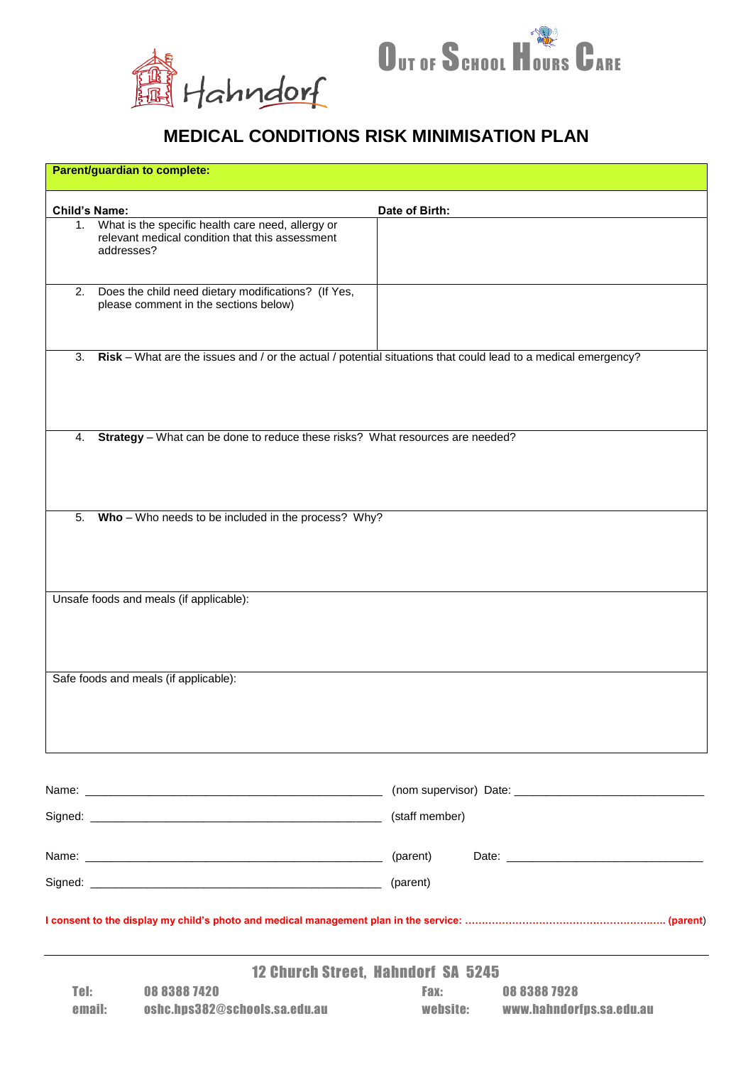Hahndorf

OUT OF SCHOOL HOURS CARE

# MEDICAL CONDITIONS RISK MINIMISATION PLAN

| **Parent/guardian to complete:** | |
|---|---|
| **Child's Name:** | **Date of Birth:** |
| 1. What is the specific health care need, allergy or relevant medical condition that this assessment addresses? | |
| 2. Does the child need dietary modifications? (If Yes, please comment in the sections below) | |
| 3. **Risk** – What are the issues and / or the actual / potential situations that could lead to a medical emergency? | |
| 4. **Strategy** – What can be done to reduce these risks? What resources are needed? | |
| 5. **Who** – Who needs to be included in the process? Why? | |
| Unsafe foods and meals (if applicable): | |
| Safe foods and meals (if applicable): | |

Name: ______________________________ (nom supervisor) Date: ______________________

Signed: ______________________________ (staff member)

Name: ______________________________ (parent) Date: ______________________

Signed: ______________________________ (parent)

**I consent to the display my child's photo and medical management plan in the service: …………………………………………………. (parent)**

12 Church Street, Hahndorf SA 5245

Tel: 08 8388 7420 Fax: 08 8388 7928

email: oshc.hps382@schools.sa.edu.au website: www.hahndorfps.sa.edu.au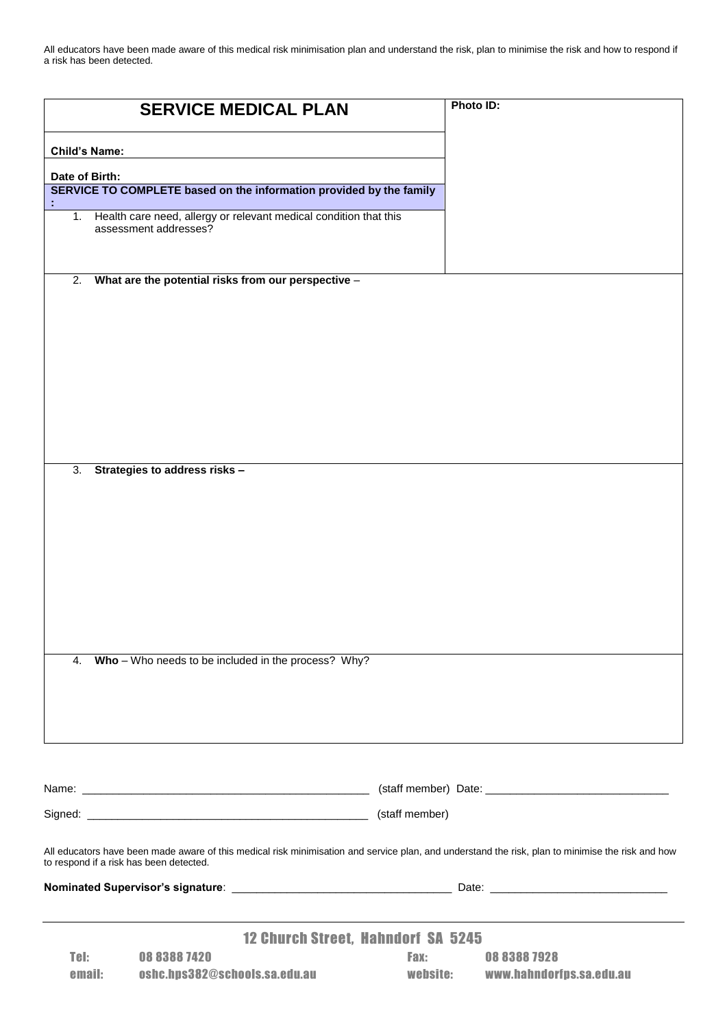All educators have been made aware of this medical risk minimisation plan and understand the risk, plan to minimise the risk and how to respond if a risk has been detected.

| **SERVICE MEDICAL PLAN** | **Photo ID:** |
|---|---|
| **Child's Name:** | |
| **Date of Birth:** | |
| **SERVICE TO COMPLETE based on the information provided by the family :** | |
| 1. Health care need, allergy or relevant medical condition that this assessment addresses? | |
| 2. **What are the potential risks from our perspective** – | |
| 3. **Strategies to address risks –** | |
| 4. **Who** – Who needs to be included in the process? Why? | |

Name: _______________________________________________ (staff member) Date: _____________________________

Signed: ______________________________________________ (staff member)

All educators have been made aware of this medical risk minimisation and service plan, and understand the risk, plan to minimise the risk and how to respond if a risk has been detected.

**Nominated Supervisor's signature**: ___________________________________ Date: ____________________________

12 Church Street, Hahndorf SA 5245

Tel: 08 8388 7420 Fax: 08 8388 7928

email: oshc.hps382@schools.sa.edu.au website: www.hahndorfps.sa.edu.au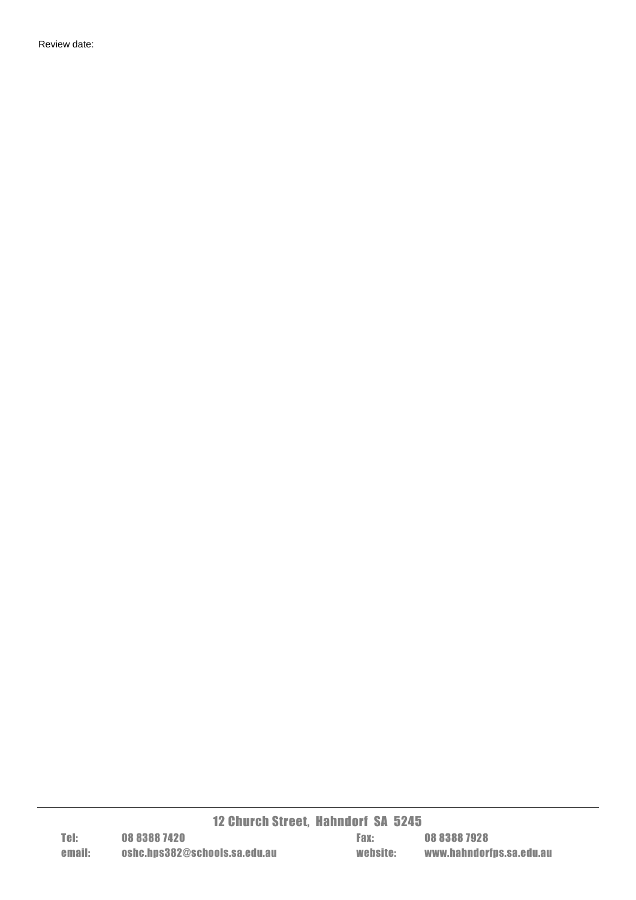Review date: